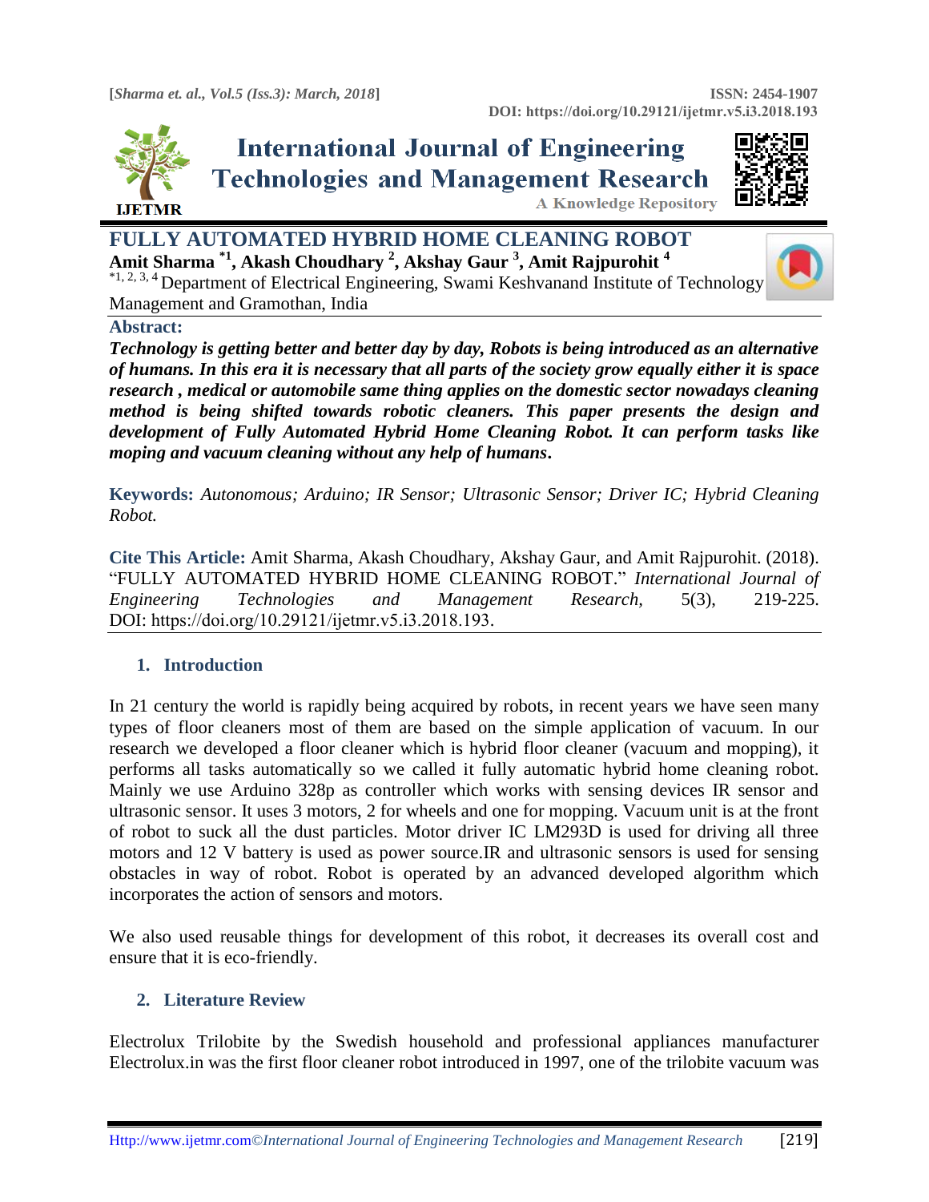# FULLY AUTOMATED HYBRID HOME CLEANING ROBOT

**Amit Sharma [*1], Akash Choudhary [2], Akshay Gaur [3], Amit Rajpurohit [4]**

[*1, 2, 3, 4] Department of Electrical Engineering, Swami Keshvanand Institute of Technology Management and Gramothan, India

## Abstract:

***Technology is getting better and better day by day, Robots is being introduced as an alternative of humans. In this era it is necessary that all parts of the society grow equally either it is space research , medical or automobile same thing applies on the domestic sector nowadays cleaning method is being shifted towards robotic cleaners. This paper presents the design and development of Fully Automated Hybrid Home Cleaning Robot. It can perform tasks like moping and vacuum cleaning without any help of humans*.**

**Keywords:** *Autonomous; Arduino; IR Sensor; Ultrasonic Sensor; Driver IC; Hybrid Cleaning Robot.*

**Cite This Article:** Amit Sharma, Akash Choudhary, Akshay Gaur, and Amit Rajpurohit. (2018). "FULLY AUTOMATED HYBRID HOME CLEANING ROBOT." *International Journal of Engineering Technologies and Management Research,* 5(3), 219-225. DOI: https://doi.org/10.29121/ijetmr.v5.i3.2018.193.

## 1. Introduction

In 21 century the world is rapidly being acquired by robots, in recent years we have seen many types of floor cleaners most of them are based on the simple application of vacuum. In our research we developed a floor cleaner which is hybrid floor cleaner (vacuum and mopping), it performs all tasks automatically so we called it fully automatic hybrid home cleaning robot. Mainly we use Arduino 328p as controller which works with sensing devices IR sensor and ultrasonic sensor. It uses 3 motors, 2 for wheels and one for mopping. Vacuum unit is at the front of robot to suck all the dust particles. Motor driver IC LM293D is used for driving all three motors and 12 V battery is used as power source.IR and ultrasonic sensors is used for sensing obstacles in way of robot. Robot is operated by an advanced developed algorithm which incorporates the action of sensors and motors.

We also used reusable things for development of this robot, it decreases its overall cost and ensure that it is eco-friendly.

## 2. Literature Review

Electrolux Trilobite by the Swedish household and professional appliances manufacturer Electrolux.in was the first floor cleaner robot introduced in 1997, one of the trilobite vacuum was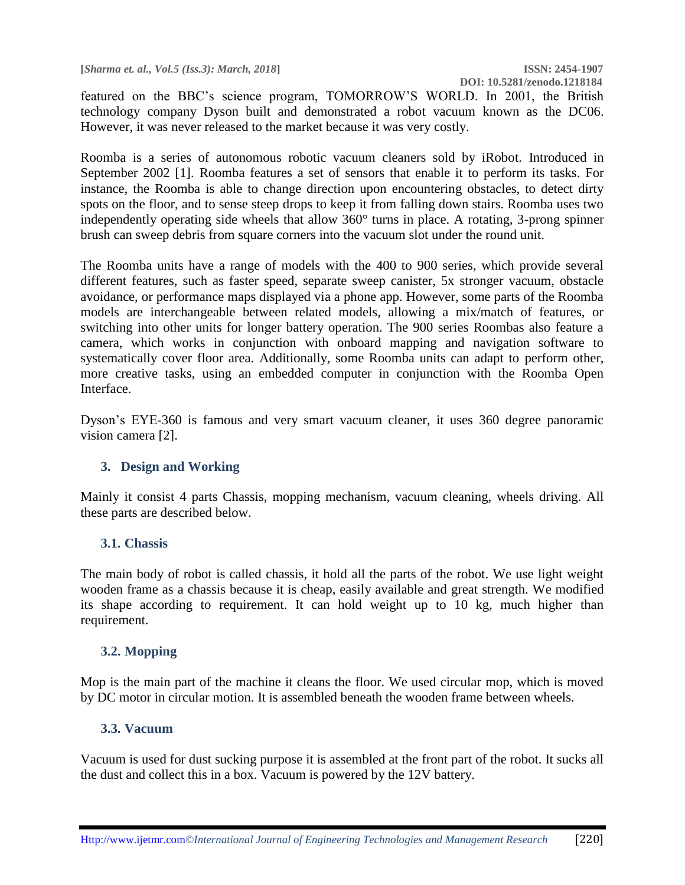featured on the BBC's science program, TOMORROW'S WORLD. In 2001, the British technology company Dyson built and demonstrated a robot vacuum known as the DC06. However, it was never released to the market because it was very costly.

Roomba is a series of autonomous robotic vacuum cleaners sold by iRobot. Introduced in September 2002 [1]. Roomba features a set of sensors that enable it to perform its tasks. For instance, the Roomba is able to change direction upon encountering obstacles, to detect dirty spots on the floor, and to sense steep drops to keep it from falling down stairs. Roomba uses two independently operating side wheels that allow 360° turns in place. A rotating, 3-prong spinner brush can sweep debris from square corners into the vacuum slot under the round unit.

The Roomba units have a range of models with the 400 to 900 series, which provide several different features, such as faster speed, separate sweep canister, 5x stronger vacuum, obstacle avoidance, or performance maps displayed via a phone app. However, some parts of the Roomba models are interchangeable between related models, allowing a mix/match of features, or switching into other units for longer battery operation. The 900 series Roombas also feature a camera, which works in conjunction with onboard mapping and navigation software to systematically cover floor area. Additionally, some Roomba units can adapt to perform other, more creative tasks, using an embedded computer in conjunction with the Roomba Open Interface.

Dyson's EYE-360 is famous and very smart vacuum cleaner, it uses 360 degree panoramic vision camera [2].

## 3. Design and Working

Mainly it consist 4 parts Chassis, mopping mechanism, vacuum cleaning, wheels driving. All these parts are described below.

### 3.1. Chassis

The main body of robot is called chassis, it hold all the parts of the robot. We use light weight wooden frame as a chassis because it is cheap, easily available and great strength. We modified its shape according to requirement. It can hold weight up to 10 kg, much higher than requirement.

### 3.2. Mopping

Mop is the main part of the machine it cleans the floor. We used circular mop, which is moved by DC motor in circular motion. It is assembled beneath the wooden frame between wheels.

### 3.3. Vacuum

Vacuum is used for dust sucking purpose it is assembled at the front part of the robot. It sucks all the dust and collect this in a box. Vacuum is powered by the 12V battery.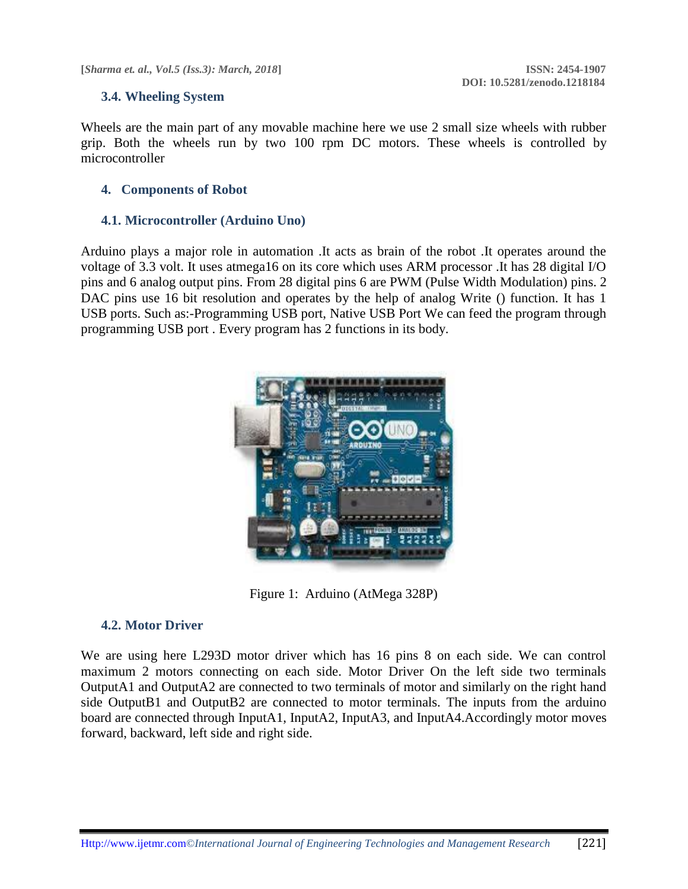### 3.4. Wheeling System

Wheels are the main part of any movable machine here we use 2 small size wheels with rubber grip. Both the wheels run by two 100 rpm DC motors. These wheels is controlled by microcontroller

## 4. Components of Robot

### 4.1. Microcontroller (Arduino Uno)

Arduino plays a major role in automation .It acts as brain of the robot .It operates around the voltage of 3.3 volt. It uses atmega16 on its core which uses ARM processor .It has 28 digital I/O pins and 6 analog output pins. From 28 digital pins 6 are PWM (Pulse Width Modulation) pins. 2 DAC pins use 16 bit resolution and operates by the help of analog Write () function. It has 1 USB ports. Such as:-Programming USB port, Native USB Port We can feed the program through programming USB port . Every program has 2 functions in its body.

Figure 1: Arduino (AtMega 328P)

### 4.2. Motor Driver

We are using here L293D motor driver which has 16 pins 8 on each side. We can control maximum 2 motors connecting on each side. Motor Driver On the left side two terminals OutputA1 and OutputA2 are connected to two terminals of motor and similarly on the right hand side OutputB1 and OutputB2 are connected to motor terminals. The inputs from the arduino board are connected through InputA1, InputA2, InputA3, and InputA4.Accordingly motor moves forward, backward, left side and right side.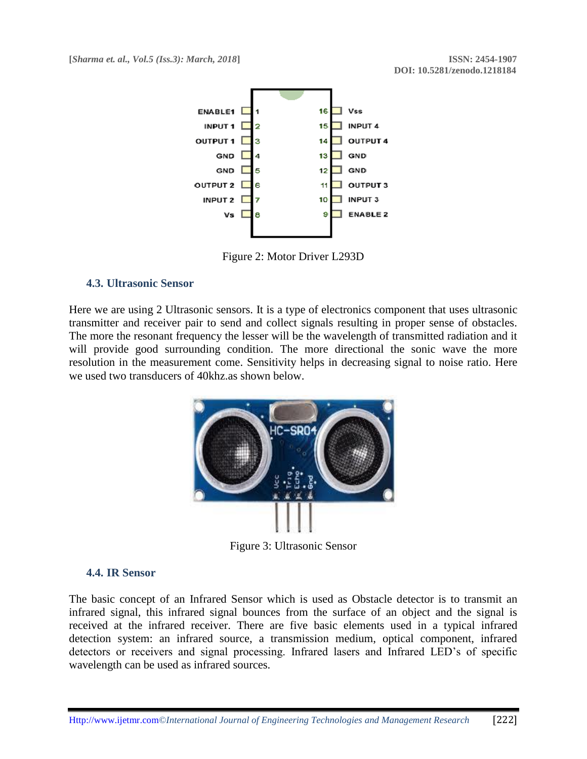Figure 2: Motor Driver L293D

### 4.3. Ultrasonic Sensor

Here we are using 2 Ultrasonic sensors. It is a type of electronics component that uses ultrasonic transmitter and receiver pair to send and collect signals resulting in proper sense of obstacles. The more the resonant frequency the lesser will be the wavelength of transmitted radiation and it will provide good surrounding condition. The more directional the sonic wave the more resolution in the measurement come. Sensitivity helps in decreasing signal to noise ratio. Here we used two transducers of 40khz.as shown below.

Figure 3: Ultrasonic Sensor

### 4.4. IR Sensor

The basic concept of an Infrared Sensor which is used as Obstacle detector is to transmit an infrared signal, this infrared signal bounces from the surface of an object and the signal is received at the infrared receiver. There are five basic elements used in a typical infrared detection system: an infrared source, a transmission medium, optical component, infrared detectors or receivers and signal processing. Infrared lasers and Infrared LED's of specific wavelength can be used as infrared sources.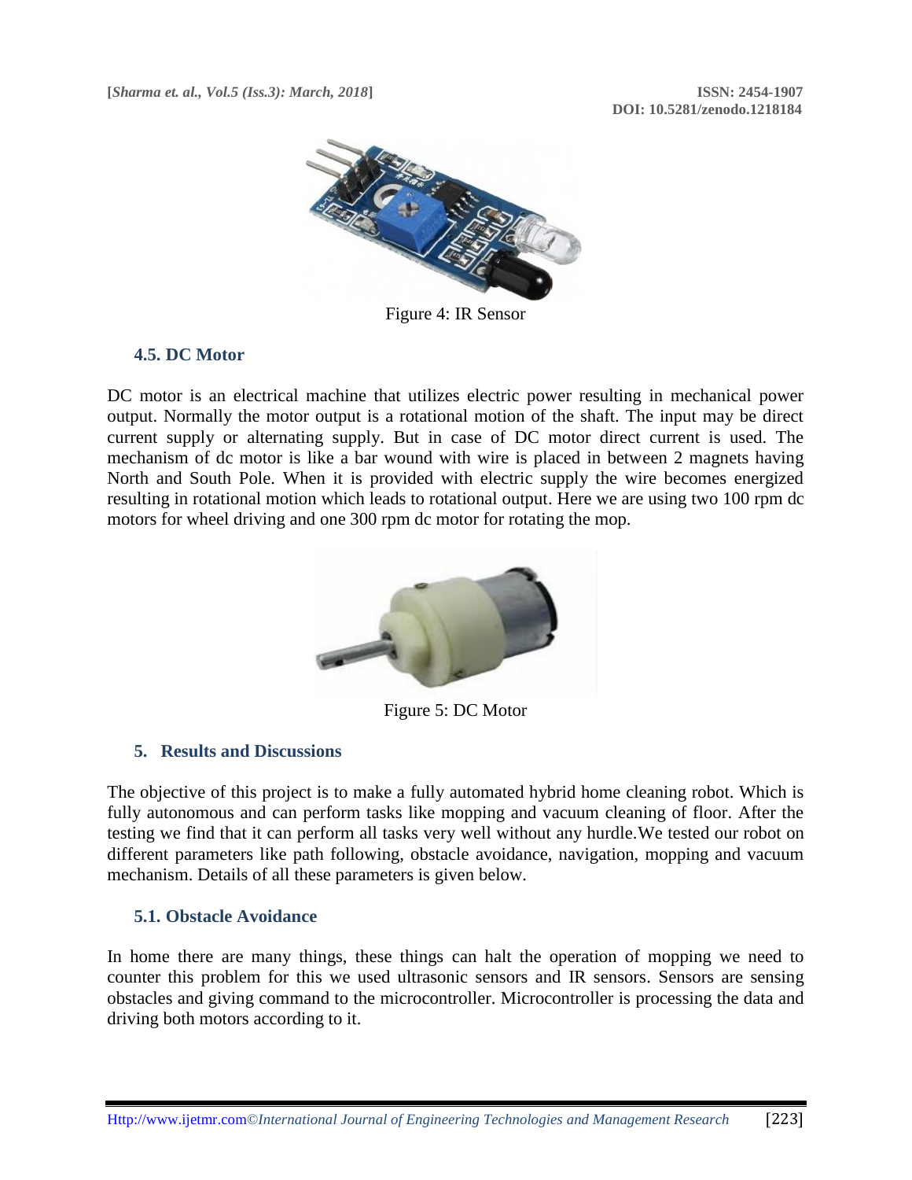Figure 4: IR Sensor

### 4.5. DC Motor

DC motor is an electrical machine that utilizes electric power resulting in mechanical power output. Normally the motor output is a rotational motion of the shaft. The input may be direct current supply or alternating supply. But in case of DC motor direct current is used. The mechanism of dc motor is like a bar wound with wire is placed in between 2 magnets having North and South Pole. When it is provided with electric supply the wire becomes energized resulting in rotational motion which leads to rotational output. Here we are using two 100 rpm dc motors for wheel driving and one 300 rpm dc motor for rotating the mop.

Figure 5: DC Motor

## 5. Results and Discussions

The objective of this project is to make a fully automated hybrid home cleaning robot. Which is fully autonomous and can perform tasks like mopping and vacuum cleaning of floor. After the testing we find that it can perform all tasks very well without any hurdle.We tested our robot on different parameters like path following, obstacle avoidance, navigation, mopping and vacuum mechanism. Details of all these parameters is given below.

### 5.1. Obstacle Avoidance

In home there are many things, these things can halt the operation of mopping we need to counter this problem for this we used ultrasonic sensors and IR sensors. Sensors are sensing obstacles and giving command to the microcontroller. Microcontroller is processing the data and driving both motors according to it.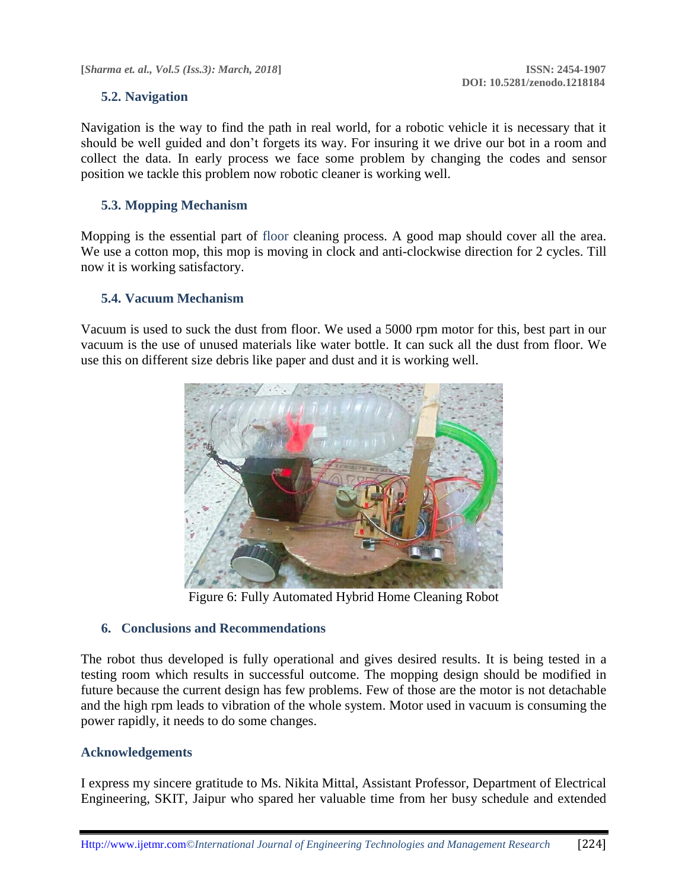### 5.2. Navigation

Navigation is the way to find the path in real world, for a robotic vehicle it is necessary that it should be well guided and don't forgets its way. For insuring it we drive our bot in a room and collect the data. In early process we face some problem by changing the codes and sensor position we tackle this problem now robotic cleaner is working well.

### 5.3. Mopping Mechanism

Mopping is the essential part of floor cleaning process. A good map should cover all the area. We use a cotton mop, this mop is moving in clock and anti-clockwise direction for 2 cycles. Till now it is working satisfactory.

### 5.4. Vacuum Mechanism

Vacuum is used to suck the dust from floor. We used a 5000 rpm motor for this, best part in our vacuum is the use of unused materials like water bottle. It can suck all the dust from floor. We use this on different size debris like paper and dust and it is working well.

Figure 6: Fully Automated Hybrid Home Cleaning Robot

## 6. Conclusions and Recommendations

The robot thus developed is fully operational and gives desired results. It is being tested in a testing room which results in successful outcome. The mopping design should be modified in future because the current design has few problems. Few of those are the motor is not detachable and the high rpm leads to vibration of the whole system. Motor used in vacuum is consuming the power rapidly, it needs to do some changes.

## Acknowledgements

I express my sincere gratitude to Ms. Nikita Mittal, Assistant Professor, Department of Electrical Engineering, SKIT, Jaipur who spared her valuable time from her busy schedule and extended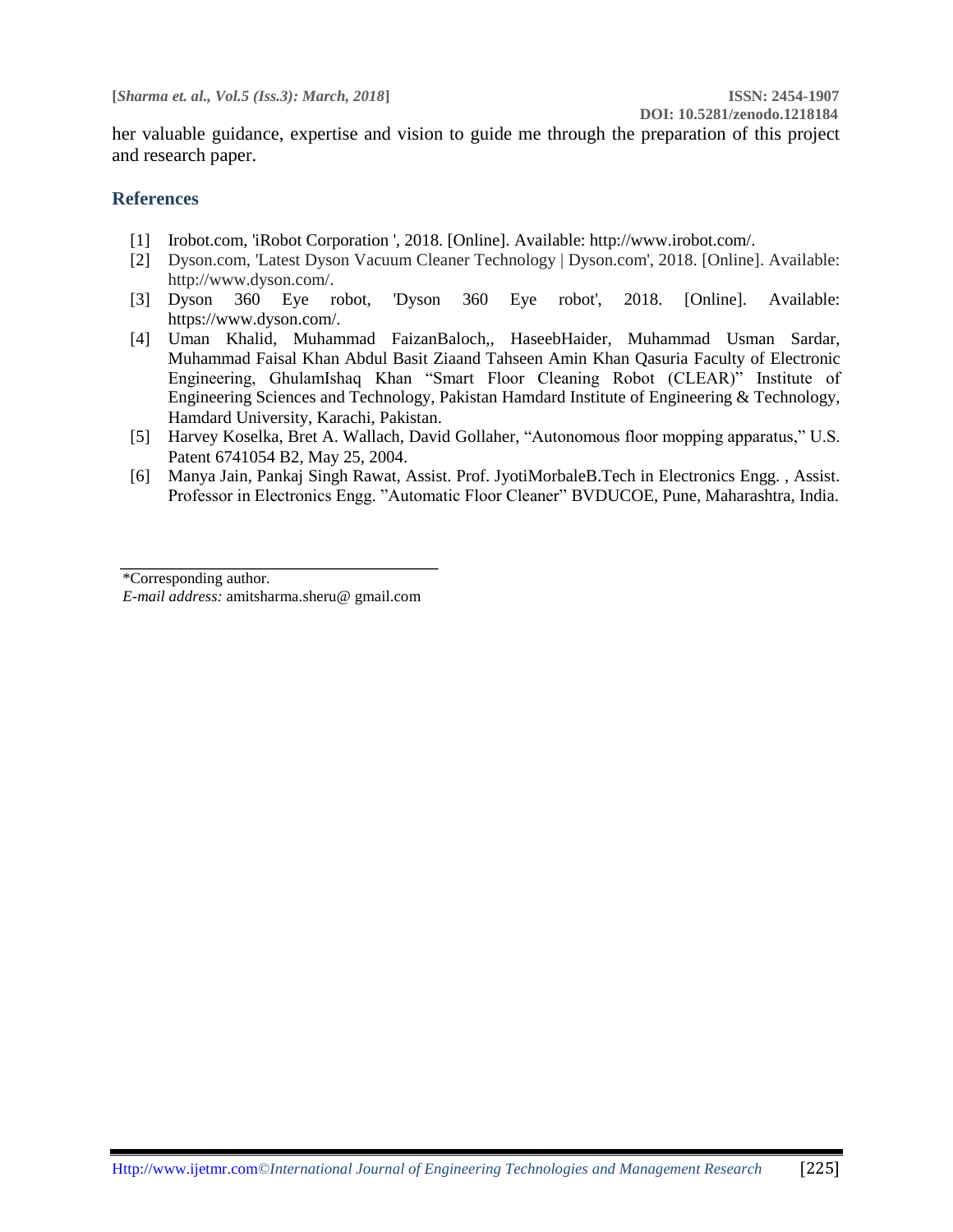her valuable guidance, expertise and vision to guide me through the preparation of this project and research paper.

## References

[1] Irobot.com, 'iRobot Corporation ', 2018. [Online]. Available: http://www.irobot.com/.

[2] Dyson.com, 'Latest Dyson Vacuum Cleaner Technology | Dyson.com', 2018. [Online]. Available: http://www.dyson.com/.

[3] Dyson 360 Eye robot, 'Dyson 360 Eye robot', 2018. [Online]. Available: https://www.dyson.com/.

[4] Uman Khalid, Muhammad FaizanBaloch,, HaseebHaider, Muhammad Usman Sardar, Muhammad Faisal Khan Abdul Basit Ziaand Tahseen Amin Khan Qasuria Faculty of Electronic Engineering, GhulamIshaq Khan "Smart Floor Cleaning Robot (CLEAR)" Institute of Engineering Sciences and Technology, Pakistan Hamdard Institute of Engineering & Technology, Hamdard University, Karachi, Pakistan.

[5] Harvey Koselka, Bret A. Wallach, David Gollaher, "Autonomous floor mopping apparatus," U.S. Patent 6741054 B2, May 25, 2004.

[6] Manya Jain, Pankaj Singh Rawat, Assist. Prof. JyotiMorbaleB.Tech in Electronics Engg. , Assist. Professor in Electronics Engg. "Automatic Floor Cleaner" BVDUCOE, Pune, Maharashtra, India.

---

*Corresponding author.

*E-mail address:* amitsharma.sheru@ gmail.com